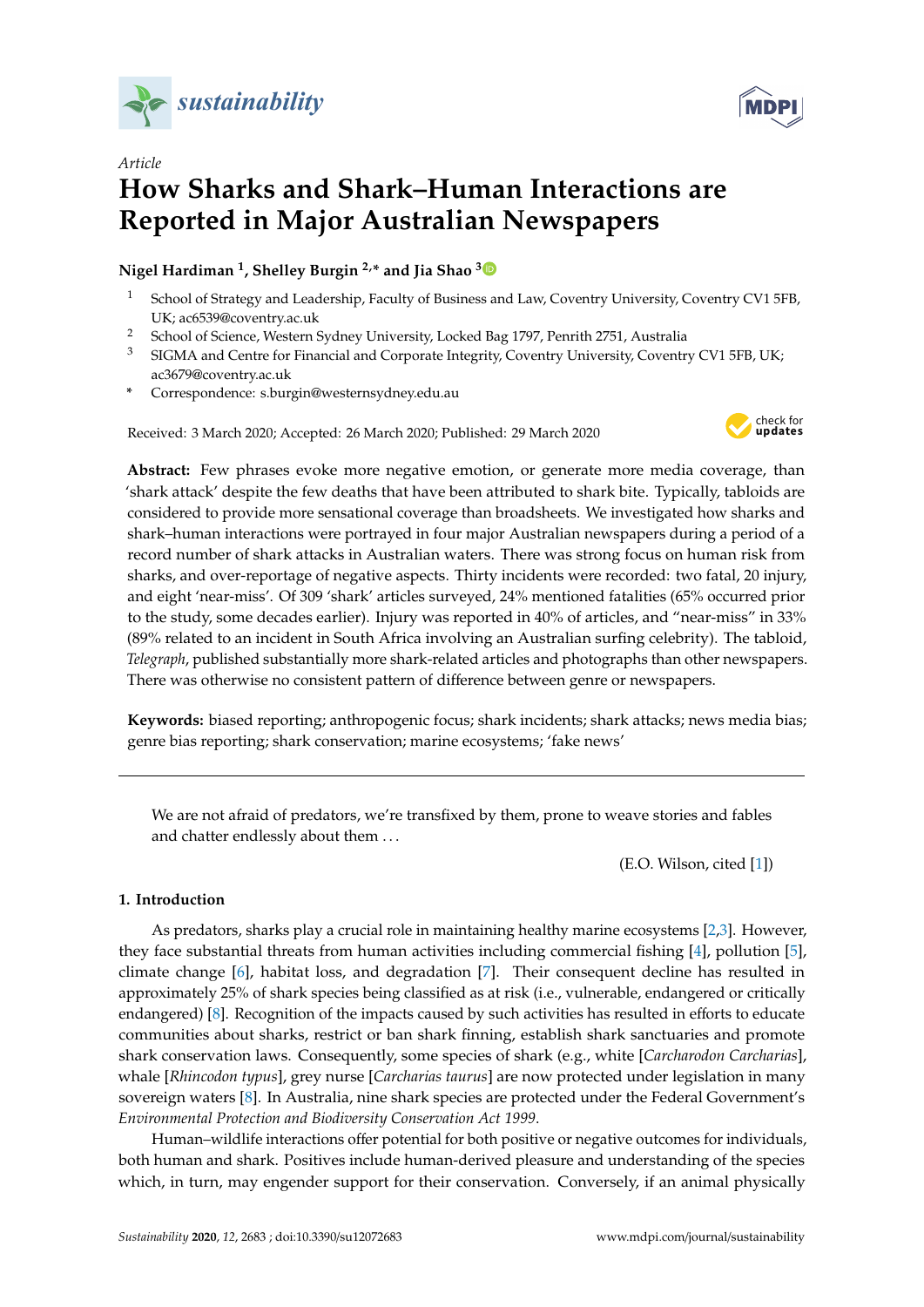*sustainability*

*Article*

# How Sharks and Shark–Human Interactions are Reported in Major Australian Newspapers

**Nigel Hardiman [1], Shelley Burgin [2,*] and Jia Shao [3]**

[1] School of Strategy and Leadership, Faculty of Business and Law, Coventry University, Coventry CV1 5FB, UK; ac6539@coventry.ac.uk
[2] School of Science, Western Sydney University, Locked Bag 1797, Penrith 2751, Australia
[3] SIGMA and Centre for Financial and Corporate Integrity, Coventry University, Coventry CV1 5FB, UK; ac3679@coventry.ac.uk
* Correspondence: s.burgin@westernsydney.edu.au

Received: 3 March 2020; Accepted: 26 March 2020; Published: 29 March 2020

**Abstract:** Few phrases evoke more negative emotion, or generate more media coverage, than 'shark attack' despite the few deaths that have been attributed to shark bite. Typically, tabloids are considered to provide more sensational coverage than broadsheets. We investigated how sharks and shark–human interactions were portrayed in four major Australian newspapers during a period of a record number of shark attacks in Australian waters. There was strong focus on human risk from sharks, and over-reportage of negative aspects. Thirty incidents were recorded: two fatal, 20 injury, and eight 'near-miss'. Of 309 'shark' articles surveyed, 24% mentioned fatalities (65% occurred prior to the study, some decades earlier). Injury was reported in 40% of articles, and "near-miss" in 33% (89% related to an incident in South Africa involving an Australian surfing celebrity). The tabloid, *Telegraph*, published substantially more shark-related articles and photographs than other newspapers. There was otherwise no consistent pattern of difference between genre or newspapers.

**Keywords:** biased reporting; anthropogenic focus; shark incidents; shark attacks; news media bias; genre bias reporting; shark conservation; marine ecosystems; 'fake news'

---

> We are not afraid of predators, we're transfixed by them, prone to weave stories and fables and chatter endlessly about them . . .
>
> (E.O. Wilson, cited [1])

## 1. Introduction

As predators, sharks play a crucial role in maintaining healthy marine ecosystems [2,3]. However, they face substantial threats from human activities including commercial fishing [4], pollution [5], climate change [6], habitat loss, and degradation [7]. Their consequent decline has resulted in approximately 25% of shark species being classified as at risk (i.e., vulnerable, endangered or critically endangered) [8]. Recognition of the impacts caused by such activities has resulted in efforts to educate communities about sharks, restrict or ban shark finning, establish shark sanctuaries and promote shark conservation laws. Consequently, some species of shark (e.g., white [*Carcharodon Carcharias*], whale [*Rhincodon typus*], grey nurse [*Carcharias taurus*] are now protected under legislation in many sovereign waters [8]. In Australia, nine shark species are protected under the Federal Government's *Environmental Protection and Biodiversity Conservation Act 1999*.

Human–wildlife interactions offer potential for both positive or negative outcomes for individuals, both human and shark. Positives include human-derived pleasure and understanding of the species which, in turn, may engender support for their conservation. Conversely, if an animal physically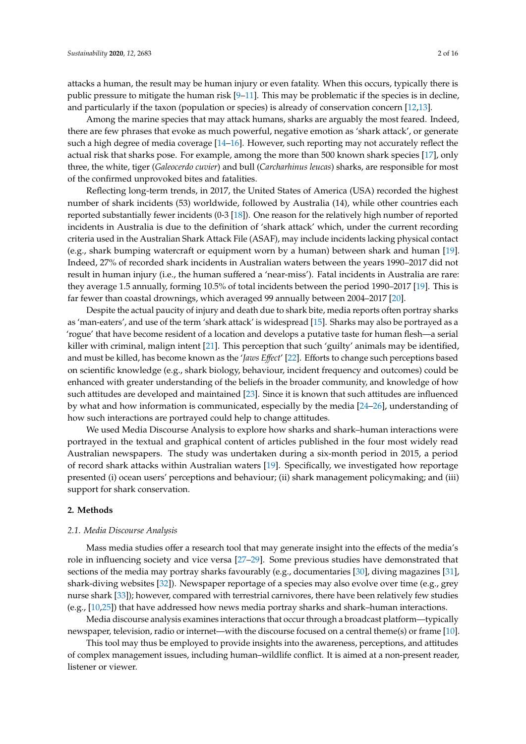attacks a human, the result may be human injury or even fatality. When this occurs, typically there is public pressure to mitigate the human risk [9–11]. This may be problematic if the species is in decline, and particularly if the taxon (population or species) is already of conservation concern [12,13].

Among the marine species that may attack humans, sharks are arguably the most feared. Indeed, there are few phrases that evoke as much powerful, negative emotion as 'shark attack', or generate such a high degree of media coverage [14–16]. However, such reporting may not accurately reflect the actual risk that sharks pose. For example, among the more than 500 known shark species [17], only three, the white, tiger (*Galeocerdo cuvier*) and bull (*Carcharhinus leucas*) sharks, are responsible for most of the confirmed unprovoked bites and fatalities.

Reflecting long-term trends, in 2017, the United States of America (USA) recorded the highest number of shark incidents (53) worldwide, followed by Australia (14), while other countries each reported substantially fewer incidents (0-3 [18]). One reason for the relatively high number of reported incidents in Australia is due to the definition of 'shark attack' which, under the current recording criteria used in the Australian Shark Attack File (ASAF), may include incidents lacking physical contact (e.g., shark bumping watercraft or equipment worn by a human) between shark and human [19]. Indeed, 27% of recorded shark incidents in Australian waters between the years 1990–2017 did not result in human injury (i.e., the human suffered a 'near-miss'). Fatal incidents in Australia are rare: they average 1.5 annually, forming 10.5% of total incidents between the period 1990–2017 [19]. This is far fewer than coastal drownings, which averaged 99 annually between 2004–2017 [20].

Despite the actual paucity of injury and death due to shark bite, media reports often portray sharks as 'man-eaters', and use of the term 'shark attack' is widespread [15]. Sharks may also be portrayed as a 'rogue' that have become resident of a location and develops a putative taste for human flesh—a serial killer with criminal, malign intent [21]. This perception that such 'guilty' animals may be identified, and must be killed, has become known as the '*Jaws Effect*' [22]. Efforts to change such perceptions based on scientific knowledge (e.g., shark biology, behaviour, incident frequency and outcomes) could be enhanced with greater understanding of the beliefs in the broader community, and knowledge of how such attitudes are developed and maintained [23]. Since it is known that such attitudes are influenced by what and how information is communicated, especially by the media [24–26], understanding of how such interactions are portrayed could help to change attitudes.

We used Media Discourse Analysis to explore how sharks and shark–human interactions were portrayed in the textual and graphical content of articles published in the four most widely read Australian newspapers. The study was undertaken during a six-month period in 2015, a period of record shark attacks within Australian waters [19]. Specifically, we investigated how reportage presented (i) ocean users' perceptions and behaviour; (ii) shark management policymaking; and (iii) support for shark conservation.

## 2. Methods

### 2.1. Media Discourse Analysis

Mass media studies offer a research tool that may generate insight into the effects of the media's role in influencing society and vice versa [27–29]. Some previous studies have demonstrated that sections of the media may portray sharks favourably (e.g., documentaries [30], diving magazines [31], shark-diving websites [32]). Newspaper reportage of a species may also evolve over time (e.g., grey nurse shark [33]); however, compared with terrestrial carnivores, there have been relatively few studies (e.g., [10,25]) that have addressed how news media portray sharks and shark–human interactions.

Media discourse analysis examines interactions that occur through a broadcast platform—typically newspaper, television, radio or internet—with the discourse focused on a central theme(s) or frame [10].

This tool may thus be employed to provide insights into the awareness, perceptions, and attitudes of complex management issues, including human–wildlife conflict. It is aimed at a non-present reader, listener or viewer.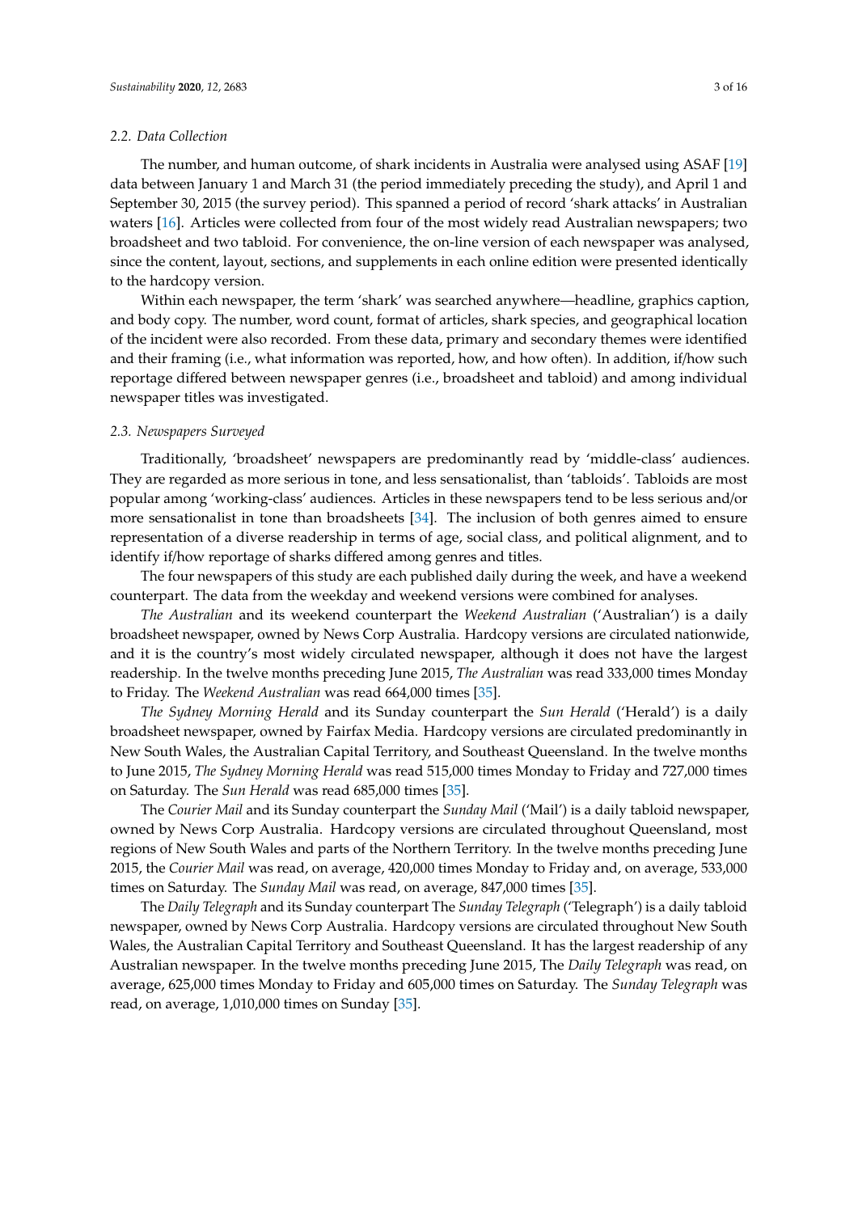### 2.2. Data Collection

The number, and human outcome, of shark incidents in Australia were analysed using ASAF [19] data between January 1 and March 31 (the period immediately preceding the study), and April 1 and September 30, 2015 (the survey period). This spanned a period of record 'shark attacks' in Australian waters [16]. Articles were collected from four of the most widely read Australian newspapers; two broadsheet and two tabloid. For convenience, the on-line version of each newspaper was analysed, since the content, layout, sections, and supplements in each online edition were presented identically to the hardcopy version.

Within each newspaper, the term 'shark' was searched anywhere—headline, graphics caption, and body copy. The number, word count, format of articles, shark species, and geographical location of the incident were also recorded. From these data, primary and secondary themes were identified and their framing (i.e., what information was reported, how, and how often). In addition, if/how such reportage differed between newspaper genres (i.e., broadsheet and tabloid) and among individual newspaper titles was investigated.

### 2.3. Newspapers Surveyed

Traditionally, 'broadsheet' newspapers are predominantly read by 'middle-class' audiences. They are regarded as more serious in tone, and less sensationalist, than 'tabloids'. Tabloids are most popular among 'working-class' audiences. Articles in these newspapers tend to be less serious and/or more sensationalist in tone than broadsheets [34]. The inclusion of both genres aimed to ensure representation of a diverse readership in terms of age, social class, and political alignment, and to identify if/how reportage of sharks differed among genres and titles.

The four newspapers of this study are each published daily during the week, and have a weekend counterpart. The data from the weekday and weekend versions were combined for analyses.

*The Australian* and its weekend counterpart the *Weekend Australian* ('Australian') is a daily broadsheet newspaper, owned by News Corp Australia. Hardcopy versions are circulated nationwide, and it is the country's most widely circulated newspaper, although it does not have the largest readership. In the twelve months preceding June 2015, *The Australian* was read 333,000 times Monday to Friday. The *Weekend Australian* was read 664,000 times [35].

*The Sydney Morning Herald* and its Sunday counterpart the *Sun Herald* ('Herald') is a daily broadsheet newspaper, owned by Fairfax Media. Hardcopy versions are circulated predominantly in New South Wales, the Australian Capital Territory, and Southeast Queensland. In the twelve months to June 2015, *The Sydney Morning Herald* was read 515,000 times Monday to Friday and 727,000 times on Saturday. The *Sun Herald* was read 685,000 times [35].

The *Courier Mail* and its Sunday counterpart the *Sunday Mail* ('Mail') is a daily tabloid newspaper, owned by News Corp Australia. Hardcopy versions are circulated throughout Queensland, most regions of New South Wales and parts of the Northern Territory. In the twelve months preceding June 2015, the *Courier Mail* was read, on average, 420,000 times Monday to Friday and, on average, 533,000 times on Saturday. The *Sunday Mail* was read, on average, 847,000 times [35].

The *Daily Telegraph* and its Sunday counterpart The *Sunday Telegraph* ('Telegraph') is a daily tabloid newspaper, owned by News Corp Australia. Hardcopy versions are circulated throughout New South Wales, the Australian Capital Territory and Southeast Queensland. It has the largest readership of any Australian newspaper. In the twelve months preceding June 2015, The *Daily Telegraph* was read, on average, 625,000 times Monday to Friday and 605,000 times on Saturday. The *Sunday Telegraph* was read, on average, 1,010,000 times on Sunday [35].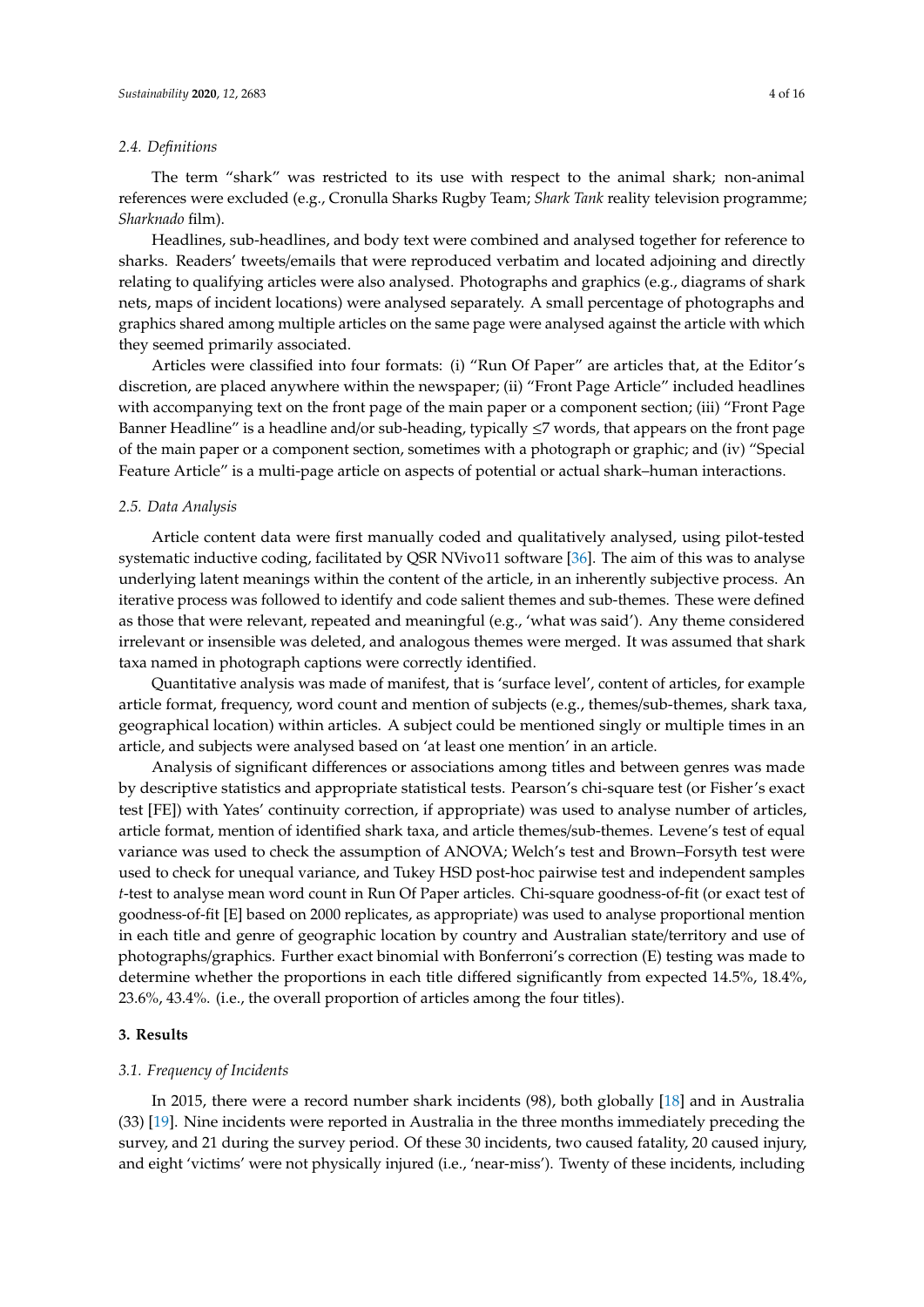### 2.4. Definitions

The term "shark" was restricted to its use with respect to the animal shark; non-animal references were excluded (e.g., Cronulla Sharks Rugby Team; *Shark Tank* reality television programme; *Sharknado* film).

Headlines, sub-headlines, and body text were combined and analysed together for reference to sharks. Readers' tweets/emails that were reproduced verbatim and located adjoining and directly relating to qualifying articles were also analysed. Photographs and graphics (e.g., diagrams of shark nets, maps of incident locations) were analysed separately. A small percentage of photographs and graphics shared among multiple articles on the same page were analysed against the article with which they seemed primarily associated.

Articles were classified into four formats: (i) "Run Of Paper" are articles that, at the Editor's discretion, are placed anywhere within the newspaper; (ii) "Front Page Article" included headlines with accompanying text on the front page of the main paper or a component section; (iii) "Front Page Banner Headline" is a headline and/or sub-heading, typically $\leq$7 words, that appears on the front page of the main paper or a component section, sometimes with a photograph or graphic; and (iv) "Special Feature Article" is a multi-page article on aspects of potential or actual shark–human interactions.

### 2.5. Data Analysis

Article content data were first manually coded and qualitatively analysed, using pilot-tested systematic inductive coding, facilitated by QSR NVivo11 software [36]. The aim of this was to analyse underlying latent meanings within the content of the article, in an inherently subjective process. An iterative process was followed to identify and code salient themes and sub-themes. These were defined as those that were relevant, repeated and meaningful (e.g., 'what was said'). Any theme considered irrelevant or insensible was deleted, and analogous themes were merged. It was assumed that shark taxa named in photograph captions were correctly identified.

Quantitative analysis was made of manifest, that is 'surface level', content of articles, for example article format, frequency, word count and mention of subjects (e.g., themes/sub-themes, shark taxa, geographical location) within articles. A subject could be mentioned singly or multiple times in an article, and subjects were analysed based on 'at least one mention' in an article.

Analysis of significant differences or associations among titles and between genres was made by descriptive statistics and appropriate statistical tests. Pearson's chi-square test (or Fisher's exact test [FE]) with Yates' continuity correction, if appropriate) was used to analyse number of articles, article format, mention of identified shark taxa, and article themes/sub-themes. Levene's test of equal variance was used to check the assumption of ANOVA; Welch's test and Brown–Forsyth test were used to check for unequal variance, and Tukey HSD post-hoc pairwise test and independent samples *t*-test to analyse mean word count in Run Of Paper articles. Chi-square goodness-of-fit (or exact test of goodness-of-fit [E] based on 2000 replicates, as appropriate) was used to analyse proportional mention in each title and genre of geographic location by country and Australian state/territory and use of photographs/graphics. Further exact binomial with Bonferroni's correction (E) testing was made to determine whether the proportions in each title differed significantly from expected 14.5%, 18.4%, 23.6%, 43.4%. (i.e., the overall proportion of articles among the four titles).

## 3. Results

### 3.1. Frequency of Incidents

In 2015, there were a record number shark incidents (98), both globally [18] and in Australia (33) [19]. Nine incidents were reported in Australia in the three months immediately preceding the survey, and 21 during the survey period. Of these 30 incidents, two caused fatality, 20 caused injury, and eight 'victims' were not physically injured (i.e., 'near-miss'). Twenty of these incidents, including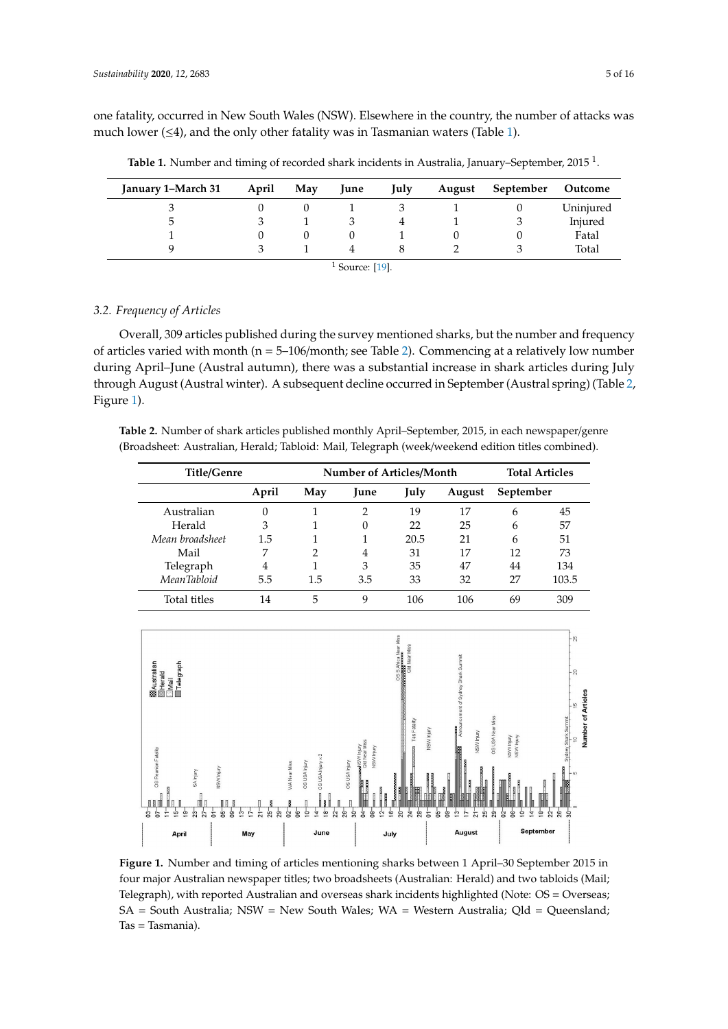one fatality, occurred in New South Wales (NSW). Elsewhere in the country, the number of attacks was much lower (≤4), and the only other fatality was in Tasmanian waters (Table 1).

**Table 1.** Number and timing of recorded shark incidents in Australia, January–September, 2015 [1].

| January 1–March 31 | April | May | June | July | August | September | Outcome |
|---|---|---|---|---|---|---|---|
| 3 | 0 | 0 | 1 | 3 | 1 | 0 | Uninjured |
| 5 | 3 | 1 | 3 | 4 | 1 | 3 | Injured |
| 1 | 0 | 0 | 0 | 1 | 0 | 0 | Fatal |
| 9 | 3 | 1 | 4 | 8 | 2 | 3 | Total |

[1] Source: [19].

### 3.2. Frequency of Articles

Overall, 309 articles published during the survey mentioned sharks, but the number and frequency of articles varied with month (n = 5–106/month; see Table 2). Commencing at a relatively low number during April–June (Austral autumn), there was a substantial increase in shark articles during July through August (Austral winter). A subsequent decline occurred in September (Austral spring) (Table 2, Figure 1).

**Table 2.** Number of shark articles published monthly April–September, 2015, in each newspaper/genre (Broadsheet: Australian, Herald; Tabloid: Mail, Telegraph (week/weekend edition titles combined).

| Title/Genre | Number of Articles/Month | | | | | | Total Articles |
|---|---|---|---|---|---|---|---|
| | April | May | June | July | August | September | |
| Australian | 0 | 1 | 2 | 19 | 17 | 6 | 45 |
| Herald | 3 | 1 | 0 | 22 | 25 | 6 | 57 |
| *Mean broadsheet* | 1.5 | 1 | 1 | 20.5 | 21 | 6 | 51 |
| Mail | 7 | 2 | 4 | 31 | 17 | 12 | 73 |
| Telegraph | 4 | 1 | 3 | 35 | 47 | 44 | 134 |
| *MeanTabloid* | 5.5 | 1.5 | 3.5 | 33 | 32 | 27 | 103.5 |
| Total titles | 14 | 5 | 9 | 106 | 106 | 69 | 309 |

**Figure 1.** Number and timing of articles mentioning sharks between 1 April–30 September 2015 in four major Australian newspaper titles; two broadsheets (Australian: Herald) and two tabloids (Mail; Telegraph), with reported Australian and overseas shark incidents highlighted (Note: OS = Overseas; SA = South Australia; NSW = New South Wales; WA = Western Australia; Qld = Queensland; Tas = Tasmania).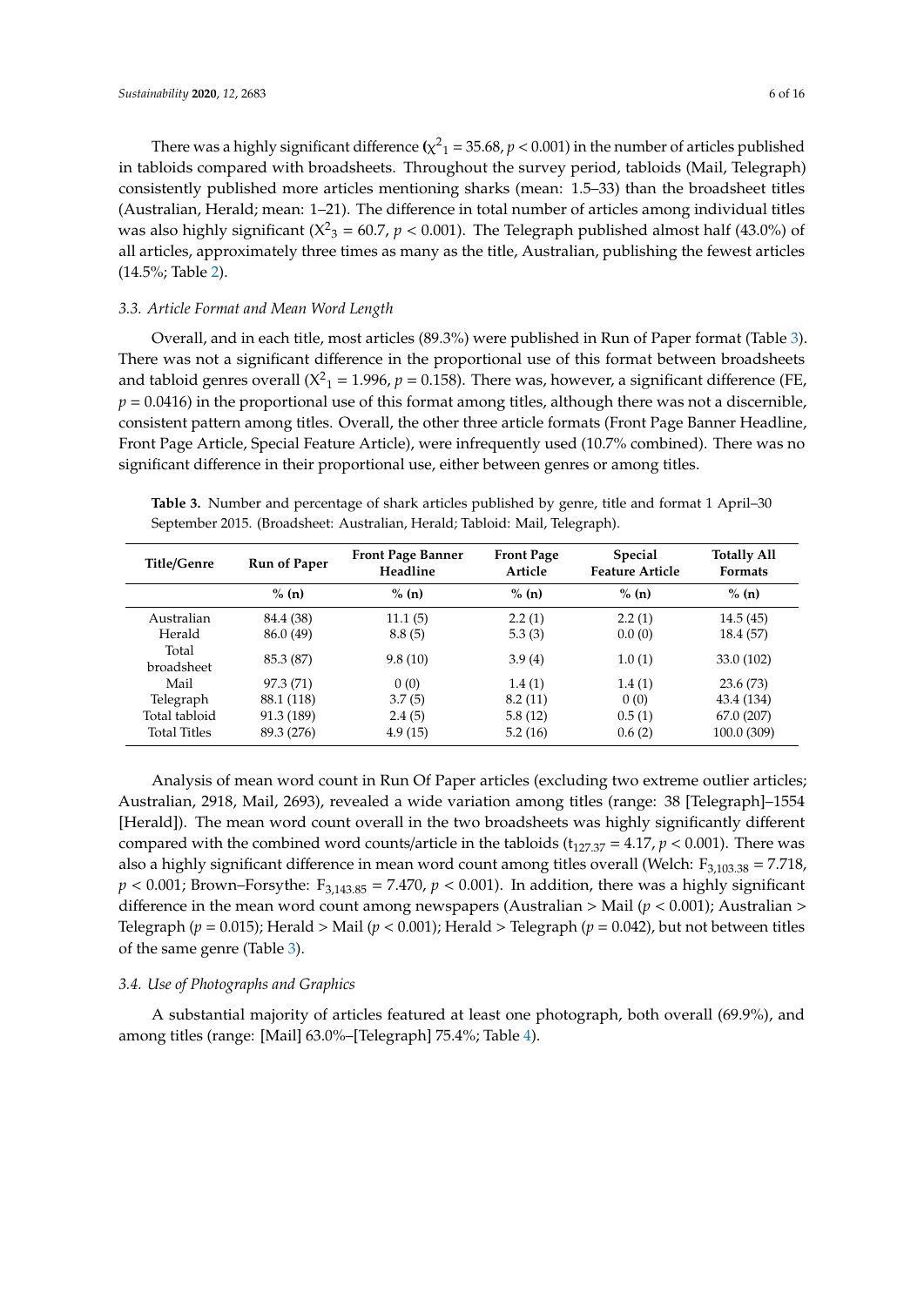There was a highly significant difference ($\chi^2_1 = 35.68$, $p < 0.001$) in the number of articles published in tabloids compared with broadsheets. Throughout the survey period, tabloids (Mail, Telegraph) consistently published more articles mentioning sharks (mean: 1.5–33) than the broadsheet titles (Australian, Herald; mean: 1–21). The difference in total number of articles among individual titles was also highly significant ($X^2_3 = 60.7$, $p < 0.001$). The Telegraph published almost half (43.0%) of all articles, approximately three times as many as the title, Australian, publishing the fewest articles (14.5%; Table 2).

### 3.3. Article Format and Mean Word Length

Overall, and in each title, most articles (89.3%) were published in Run of Paper format (Table 3). There was not a significant difference in the proportional use of this format between broadsheets and tabloid genres overall ($X^2_1 = 1.996$, $p = 0.158$). There was, however, a significant difference (FE, $p = 0.0416$) in the proportional use of this format among titles, although there was not a discernible, consistent pattern among titles. Overall, the other three article formats (Front Page Banner Headline, Front Page Article, Special Feature Article), were infrequently used (10.7% combined). There was no significant difference in their proportional use, either between genres or among titles.

**Table 3.** Number and percentage of shark articles published by genre, title and format 1 April–30 September 2015. (Broadsheet: Australian, Herald; Tabloid: Mail, Telegraph).

| Title/Genre | Run of Paper | Front Page Banner Headline | Front Page Article | Special Feature Article | Totally All Formats |
|---|---|---|---|---|---|
| | % (n) | % (n) | % (n) | % (n) | % (n) |
| Australian | 84.4 (38) | 11.1 (5) | 2.2 (1) | 2.2 (1) | 14.5 (45) |
| Herald | 86.0 (49) | 8.8 (5) | 5.3 (3) | 0.0 (0) | 18.4 (57) |
| Total broadsheet | 85.3 (87) | 9.8 (10) | 3.9 (4) | 1.0 (1) | 33.0 (102) |
| Mail | 97.3 (71) | 0 (0) | 1.4 (1) | 1.4 (1) | 23.6 (73) |
| Telegraph | 88.1 (118) | 3.7 (5) | 8.2 (11) | 0 (0) | 43.4 (134) |
| Total tabloid | 91.3 (189) | 2.4 (5) | 5.8 (12) | 0.5 (1) | 67.0 (207) |
| Total Titles | 89.3 (276) | 4.9 (15) | 5.2 (16) | 0.6 (2) | 100.0 (309) |

Analysis of mean word count in Run Of Paper articles (excluding two extreme outlier articles; Australian, 2918, Mail, 2693), revealed a wide variation among titles (range: 38 [Telegraph]–1554 [Herald]). The mean word count overall in the two broadsheets was highly significantly different compared with the combined word counts/article in the tabloids ($t_{127.37} = 4.17$, $p < 0.001$). There was also a highly significant difference in mean word count among titles overall (Welch: $F_{3,103.38} = 7.718$, $p < 0.001$; Brown–Forsythe: $F_{3,143.85} = 7.470$, $p < 0.001$). In addition, there was a highly significant difference in the mean word count among newspapers (Australian > Mail ($p < 0.001$); Australian > Telegraph ($p = 0.015$); Herald > Mail ($p < 0.001$); Herald > Telegraph ($p = 0.042$), but not between titles of the same genre (Table 3).

### 3.4. Use of Photographs and Graphics

A substantial majority of articles featured at least one photograph, both overall (69.9%), and among titles (range: [Mail] 63.0%–[Telegraph] 75.4%; Table 4).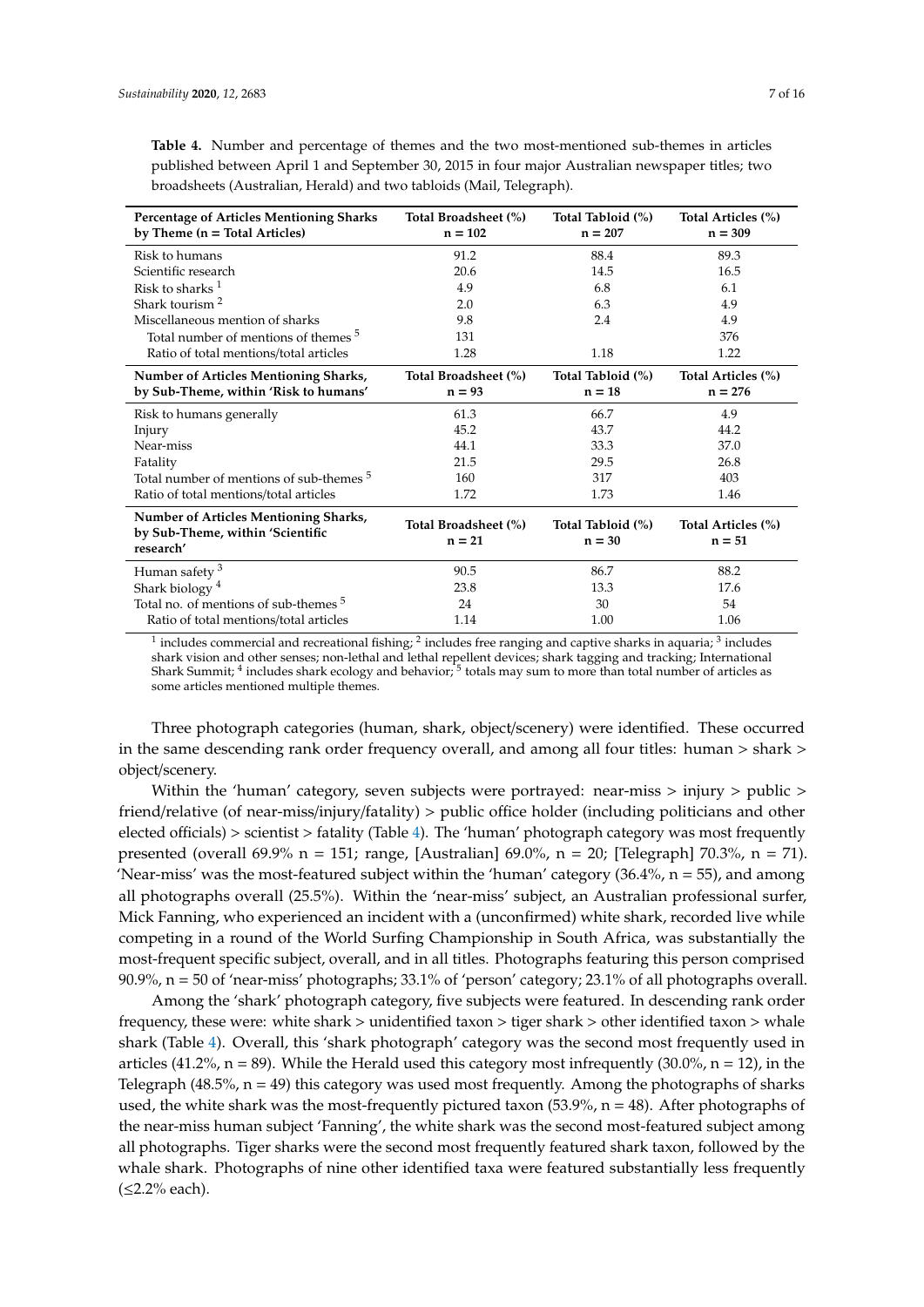**Table 4.** Number and percentage of themes and the two most-mentioned sub-themes in articles published between April 1 and September 30, 2015 in four major Australian newspaper titles; two broadsheets (Australian, Herald) and two tabloids (Mail, Telegraph).

| Percentage of Articles Mentioning Sharks by Theme (n = Total Articles) | Total Broadsheet (%) n = 102 | Total Tabloid (%) n = 207 | Total Articles (%) n = 309 |
|---|---|---|---|
| Risk to humans | 91.2 | 88.4 | 89.3 |
| Scientific research | 20.6 | 14.5 | 16.5 |
| Risk to sharks [1] | 4.9 | 6.8 | 6.1 |
| Shark tourism [2] | 2.0 | 6.3 | 4.9 |
| Miscellaneous mention of sharks | 9.8 | 2.4 | 4.9 |
| Total number of mentions of themes [5] | 131 | | 376 |
| Ratio of total mentions/total articles | 1.28 | 1.18 | 1.22 |
| **Number of Articles Mentioning Sharks, by Sub-Theme, within 'Risk to humans'** | **Total Broadsheet (%) n = 93** | **Total Tabloid (%) n = 18** | **Total Articles (%) n = 276** |
| Risk to humans generally | 61.3 | 66.7 | 4.9 |
| Injury | 45.2 | 43.7 | 44.2 |
| Near-miss | 44.1 | 33.3 | 37.0 |
| Fatality | 21.5 | 29.5 | 26.8 |
| Total number of mentions of sub-themes [5] | 160 | 317 | 403 |
| Ratio of total mentions/total articles | 1.72 | 1.73 | 1.46 |
| **Number of Articles Mentioning Sharks, by Sub-Theme, within 'Scientific research'** | **Total Broadsheet (%) n = 21** | **Total Tabloid (%) n = 30** | **Total Articles (%) n = 51** |
| Human safety [3] | 90.5 | 86.7 | 88.2 |
| Shark biology [4] | 23.8 | 13.3 | 17.6 |
| Total no. of mentions of sub-themes [5] | 24 | 30 | 54 |
| Ratio of total mentions/total articles | 1.14 | 1.00 | 1.06 |

[1] includes commercial and recreational fishing; [2] includes free ranging and captive sharks in aquaria; [3] includes shark vision and other senses; non-lethal and lethal repellent devices; shark tagging and tracking; International Shark Summit; [4] includes shark ecology and behavior; [5] totals may sum to more than total number of articles as some articles mentioned multiple themes.

Three photograph categories (human, shark, object/scenery) were identified. These occurred in the same descending rank order frequency overall, and among all four titles: human > shark > object/scenery.

Within the 'human' category, seven subjects were portrayed: near-miss > injury > public > friend/relative (of near-miss/injury/fatality) > public office holder (including politicians and other elected officials) > scientist > fatality (Table 4). The 'human' photograph category was most frequently presented (overall 69.9% n = 151; range, [Australian] 69.0%, n = 20; [Telegraph] 70.3%, n = 71). 'Near-miss' was the most-featured subject within the 'human' category (36.4%, n = 55), and among all photographs overall (25.5%). Within the 'near-miss' subject, an Australian professional surfer, Mick Fanning, who experienced an incident with a (unconfirmed) white shark, recorded live while competing in a round of the World Surfing Championship in South Africa, was substantially the most-frequent specific subject, overall, and in all titles. Photographs featuring this person comprised 90.9%, n = 50 of 'near-miss' photographs; 33.1% of 'person' category; 23.1% of all photographs overall.

Among the 'shark' photograph category, five subjects were featured. In descending rank order frequency, these were: white shark > unidentified taxon > tiger shark > other identified taxon > whale shark (Table 4). Overall, this 'shark photograph' category was the second most frequently used in articles (41.2%, n = 89). While the Herald used this category most infrequently (30.0%, n = 12), in the Telegraph (48.5%, n = 49) this category was used most frequently. Among the photographs of sharks used, the white shark was the most-frequently pictured taxon (53.9%, n = 48). After photographs of the near-miss human subject 'Fanning', the white shark was the second most-featured subject among all photographs. Tiger sharks were the second most frequently featured shark taxon, followed by the whale shark. Photographs of nine other identified taxa were featured substantially less frequently (≤2.2% each).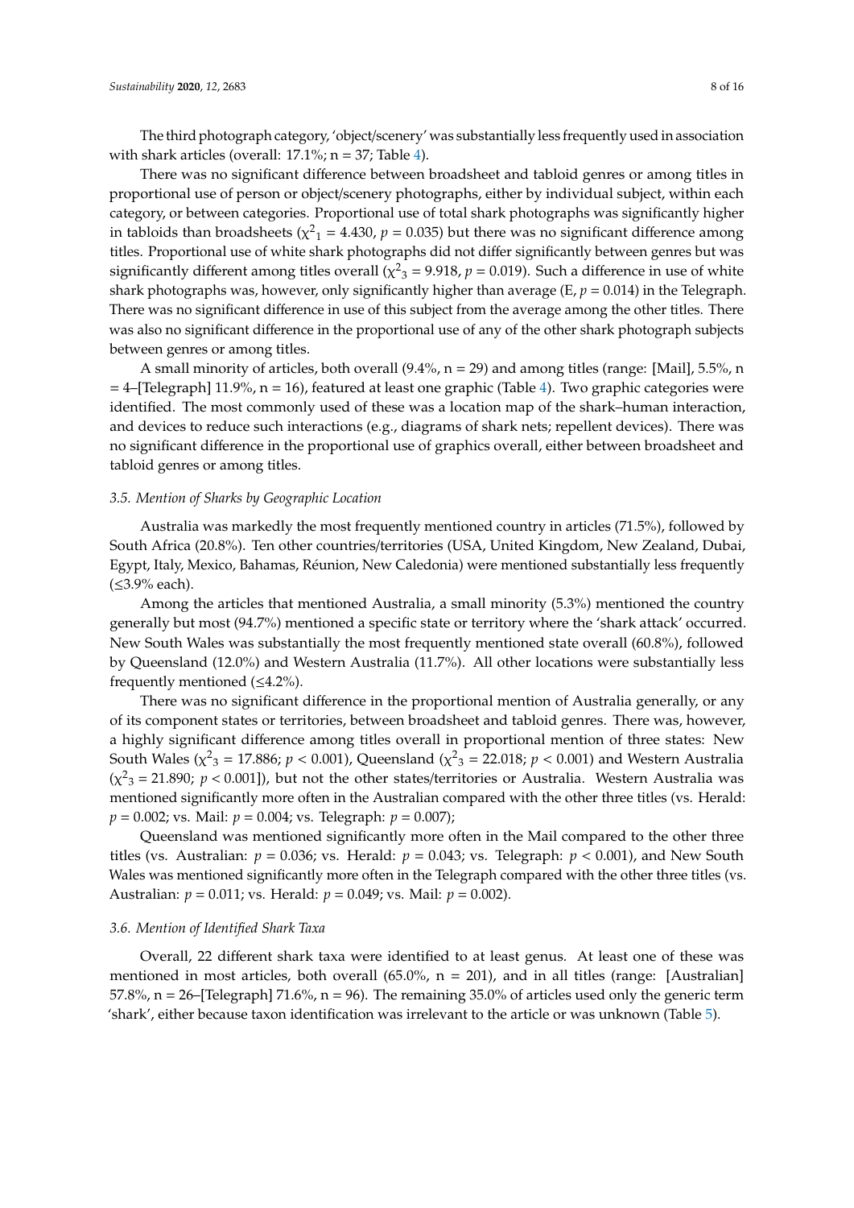The third photograph category, 'object/scenery' was substantially less frequently used in association with shark articles (overall: 17.1%; n = 37; Table 4).

There was no significant difference between broadsheet and tabloid genres or among titles in proportional use of person or object/scenery photographs, either by individual subject, within each category, or between categories. Proportional use of total shark photographs was significantly higher in tabloids than broadsheets ($\chi^2_1 = 4.430$, $p = 0.035$) but there was no significant difference among titles. Proportional use of white shark photographs did not differ significantly between genres but was significantly different among titles overall ($\chi^2_3 = 9.918$, $p = 0.019$). Such a difference in use of white shark photographs was, however, only significantly higher than average (E, $p = 0.014$) in the Telegraph. There was no significant difference in use of this subject from the average among the other titles. There was also no significant difference in the proportional use of any of the other shark photograph subjects between genres or among titles.

A small minority of articles, both overall (9.4%, n = 29) and among titles (range: [Mail], 5.5%, n = 4–[Telegraph] 11.9%, n = 16), featured at least one graphic (Table 4). Two graphic categories were identified. The most commonly used of these was a location map of the shark–human interaction, and devices to reduce such interactions (e.g., diagrams of shark nets; repellent devices). There was no significant difference in the proportional use of graphics overall, either between broadsheet and tabloid genres or among titles.

### *3.5. Mention of Sharks by Geographic Location*

Australia was markedly the most frequently mentioned country in articles (71.5%), followed by South Africa (20.8%). Ten other countries/territories (USA, United Kingdom, New Zealand, Dubai, Egypt, Italy, Mexico, Bahamas, Réunion, New Caledonia) were mentioned substantially less frequently (≤3.9% each).

Among the articles that mentioned Australia, a small minority (5.3%) mentioned the country generally but most (94.7%) mentioned a specific state or territory where the 'shark attack' occurred. New South Wales was substantially the most frequently mentioned state overall (60.8%), followed by Queensland (12.0%) and Western Australia (11.7%). All other locations were substantially less frequently mentioned (≤4.2%).

There was no significant difference in the proportional mention of Australia generally, or any of its component states or territories, between broadsheet and tabloid genres. There was, however, a highly significant difference among titles overall in proportional mention of three states: New South Wales ($\chi^2_3 = 17.886$; $p < 0.001$), Queensland ($\chi^2_3 = 22.018$; $p < 0.001$) and Western Australia ($\chi^2_3 = 21.890$; $p < 0.001$]), but not the other states/territories or Australia. Western Australia was mentioned significantly more often in the Australian compared with the other three titles (vs. Herald: $p = 0.002$; vs. Mail: $p = 0.004$; vs. Telegraph: $p = 0.007$);

Queensland was mentioned significantly more often in the Mail compared to the other three titles (vs. Australian: $p = 0.036$; vs. Herald: $p = 0.043$; vs. Telegraph: $p < 0.001$), and New South Wales was mentioned significantly more often in the Telegraph compared with the other three titles (vs. Australian: $p = 0.011$; vs. Herald: $p = 0.049$; vs. Mail: $p = 0.002$).

### *3.6. Mention of Identified Shark Taxa*

Overall, 22 different shark taxa were identified to at least genus. At least one of these was mentioned in most articles, both overall (65.0%, n = 201), and in all titles (range: [Australian] 57.8%, n = 26–[Telegraph] 71.6%, n = 96). The remaining 35.0% of articles used only the generic term 'shark', either because taxon identification was irrelevant to the article or was unknown (Table 5).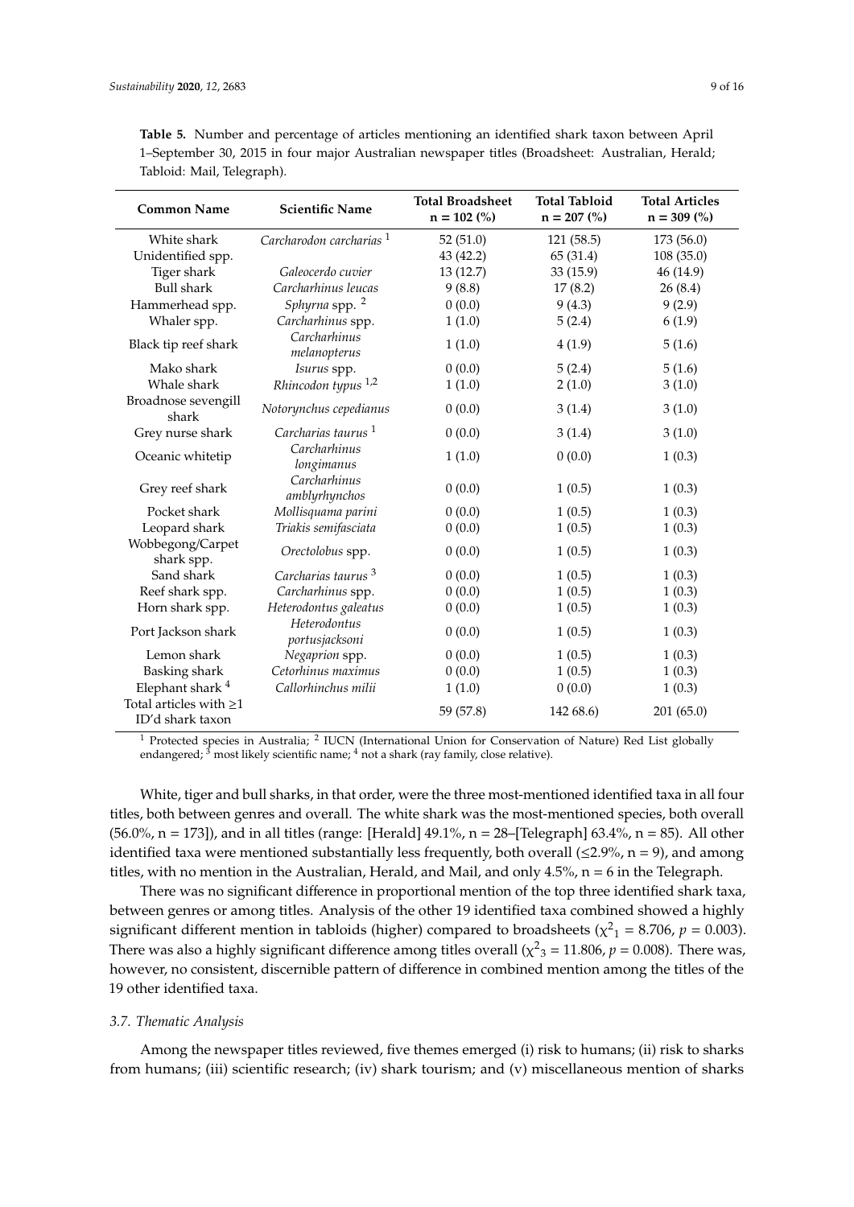**Table 5.** Number and percentage of articles mentioning an identified shark taxon between April 1–September 30, 2015 in four major Australian newspaper titles (Broadsheet: Australian, Herald; Tabloid: Mail, Telegraph).

| Common Name | Scientific Name | Total Broadsheet n = 102 (%) | Total Tabloid n = 207 (%) | Total Articles n = 309 (%) |
|---|---|---|---|---|
| White shark | *Carcharodon carcharias* [1] | 52 (51.0) | 121 (58.5) | 173 (56.0) |
| Unidentified spp. | | 43 (42.2) | 65 (31.4) | 108 (35.0) |
| Tiger shark | *Galeocerdo cuvier* | 13 (12.7) | 33 (15.9) | 46 (14.9) |
| Bull shark | *Carcharhinus leucas* | 9 (8.8) | 17 (8.2) | 26 (8.4) |
| Hammerhead spp. | *Sphyrna* spp. [2] | 0 (0.0) | 9 (4.3) | 9 (2.9) |
| Whaler spp. | *Carcharhinus* spp. | 1 (1.0) | 5 (2.4) | 6 (1.9) |
| Black tip reef shark | *Carcharhinus melanopterus* | 1 (1.0) | 4 (1.9) | 5 (1.6) |
| Mako shark | *Isurus* spp. | 0 (0.0) | 5 (2.4) | 5 (1.6) |
| Whale shark | *Rhincodon typus* [1,2] | 1 (1.0) | 2 (1.0) | 3 (1.0) |
| Broadnose sevengill shark | *Notorynchus cepedianus* | 0 (0.0) | 3 (1.4) | 3 (1.0) |
| Grey nurse shark | *Carcharias taurus* [1] | 0 (0.0) | 3 (1.4) | 3 (1.0) |
| Oceanic whitetip | *Carcharhinus longimanus* | 1 (1.0) | 0 (0.0) | 1 (0.3) |
| Grey reef shark | *Carcharhinus amblyrhynchos* | 0 (0.0) | 1 (0.5) | 1 (0.3) |
| Pocket shark | *Mollisquama parini* | 0 (0.0) | 1 (0.5) | 1 (0.3) |
| Leopard shark | *Triakis semifasciata* | 0 (0.0) | 1 (0.5) | 1 (0.3) |
| Wobbegong/Carpet shark spp. | *Orectolobus* spp. | 0 (0.0) | 1 (0.5) | 1 (0.3) |
| Sand shark | *Carcharias taurus* [3] | 0 (0.0) | 1 (0.5) | 1 (0.3) |
| Reef shark spp. | *Carcharhinus* spp. | 0 (0.0) | 1 (0.5) | 1 (0.3) |
| Horn shark spp. | *Heterodontus galeatus* | 0 (0.0) | 1 (0.5) | 1 (0.3) |
| Port Jackson shark | *Heterodontus portusjacksoni* | 0 (0.0) | 1 (0.5) | 1 (0.3) |
| Lemon shark | *Negaprion* spp. | 0 (0.0) | 1 (0.5) | 1 (0.3) |
| Basking shark | *Cetorhinus maximus* | 0 (0.0) | 1 (0.5) | 1 (0.3) |
| Elephant shark [4] | *Callorhinchus milii* | 1 (1.0) | 0 (0.0) | 1 (0.3) |
| Total articles with ≥1 ID'd shark taxon | | 59 (57.8) | 142 68.6) | 201 (65.0) |

[1] Protected species in Australia; [2] IUCN (International Union for Conservation of Nature) Red List globally endangered; [3] most likely scientific name; [4] not a shark (ray family, close relative).

White, tiger and bull sharks, in that order, were the three most-mentioned identified taxa in all four titles, both between genres and overall. The white shark was the most-mentioned species, both overall (56.0%, n = 173]), and in all titles (range: [Herald] 49.1%, n = 28–[Telegraph] 63.4%, n = 85). All other identified taxa were mentioned substantially less frequently, both overall (≤2.9%, n = 9), and among titles, with no mention in the Australian, Herald, and Mail, and only 4.5%, n = 6 in the Telegraph.

There was no significant difference in proportional mention of the top three identified shark taxa, between genres or among titles. Analysis of the other 19 identified taxa combined showed a highly significant different mention in tabloids (higher) compared to broadsheets ($\chi^2_1 = 8.706$, $p = 0.003$). There was also a highly significant difference among titles overall ($\chi^2_3 = 11.806$, $p = 0.008$). There was, however, no consistent, discernible pattern of difference in combined mention among the titles of the 19 other identified taxa.

### 3.7. Thematic Analysis

Among the newspaper titles reviewed, five themes emerged (i) risk to humans; (ii) risk to sharks from humans; (iii) scientific research; (iv) shark tourism; and (v) miscellaneous mention of sharks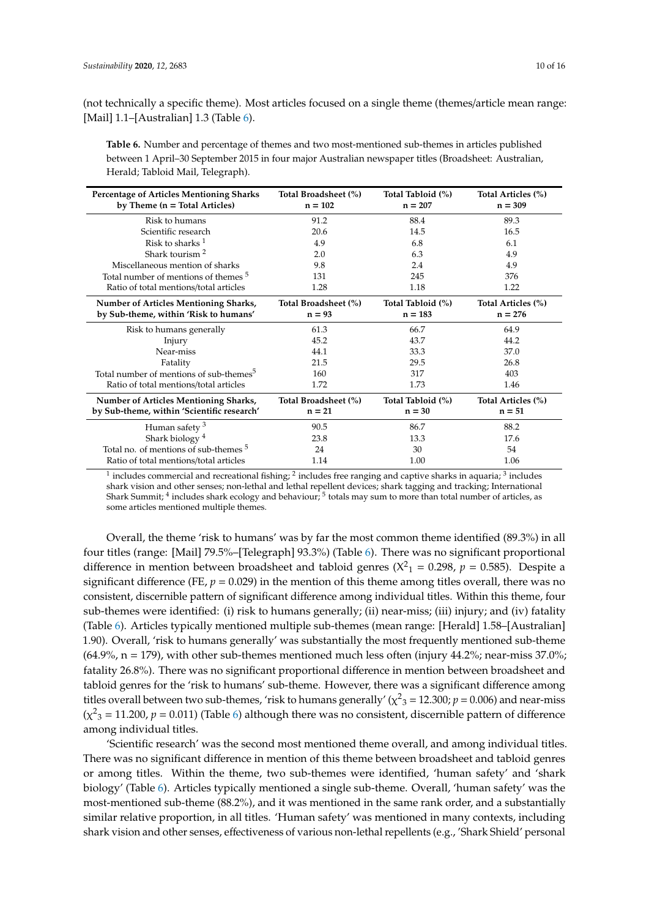(not technically a specific theme). Most articles focused on a single theme (themes/article mean range: [Mail] 1.1–[Australian] 1.3 (Table 6).

**Table 6.** Number and percentage of themes and two most-mentioned sub-themes in articles published between 1 April–30 September 2015 in four major Australian newspaper titles (Broadsheet: Australian, Herald; Tabloid Mail, Telegraph).

| Percentage of Articles Mentioning Sharks by Theme (n = Total Articles) | Total Broadsheet (%) n = 102 | Total Tabloid (%) n = 207 | Total Articles (%) n = 309 |
|---|---|---|---|
| Risk to humans | 91.2 | 88.4 | 89.3 |
| Scientific research | 20.6 | 14.5 | 16.5 |
| Risk to sharks [1] | 4.9 | 6.8 | 6.1 |
| Shark tourism [2] | 2.0 | 6.3 | 4.9 |
| Miscellaneous mention of sharks | 9.8 | 2.4 | 4.9 |
| Total number of mentions of themes [5] | 131 | 245 | 376 |
| Ratio of total mentions/total articles | 1.28 | 1.18 | 1.22 |
| **Number of Articles Mentioning Sharks, by Sub-theme, within 'Risk to humans'** | **Total Broadsheet (%) n = 93** | **Total Tabloid (%) n = 183** | **Total Articles (%) n = 276** |
| Risk to humans generally | 61.3 | 66.7 | 64.9 |
| Injury | 45.2 | 43.7 | 44.2 |
| Near-miss | 44.1 | 33.3 | 37.0 |
| Fatality | 21.5 | 29.5 | 26.8 |
| Total number of mentions of sub-themes [5] | 160 | 317 | 403 |
| Ratio of total mentions/total articles | 1.72 | 1.73 | 1.46 |
| **Number of Articles Mentioning Sharks, by Sub-theme, within 'Scientific research'** | **Total Broadsheet (%) n = 21** | **Total Tabloid (%) n = 30** | **Total Articles (%) n = 51** |
| Human safety [3] | 90.5 | 86.7 | 88.2 |
| Shark biology [4] | 23.8 | 13.3 | 17.6 |
| Total no. of mentions of sub-themes [5] | 24 | 30 | 54 |
| Ratio of total mentions/total articles | 1.14 | 1.00 | 1.06 |

[1] includes commercial and recreational fishing; [2] includes free ranging and captive sharks in aquaria; [3] includes shark vision and other senses; non-lethal and lethal repellent devices; shark tagging and tracking; International Shark Summit; [4] includes shark ecology and behaviour; [5] totals may sum to more than total number of articles, as some articles mentioned multiple themes.

Overall, the theme 'risk to humans' was by far the most common theme identified (89.3%) in all four titles (range: [Mail] 79.5%–[Telegraph] 93.3%) (Table 6). There was no significant proportional difference in mention between broadsheet and tabloid genres ($X^2_1 = 0.298$, $p = 0.585$). Despite a significant difference (FE, $p = 0.029$) in the mention of this theme among titles overall, there was no consistent, discernible pattern of significant difference among individual titles. Within this theme, four sub-themes were identified: (i) risk to humans generally; (ii) near-miss; (iii) injury; and (iv) fatality (Table 6). Articles typically mentioned multiple sub-themes (mean range: [Herald] 1.58–[Australian] 1.90). Overall, 'risk to humans generally' was substantially the most frequently mentioned sub-theme (64.9%, n = 179), with other sub-themes mentioned much less often (injury 44.2%; near-miss 37.0%; fatality 26.8%). There was no significant proportional difference in mention between broadsheet and tabloid genres for the 'risk to humans' sub-theme. However, there was a significant difference among titles overall between two sub-themes, 'risk to humans generally' ($\chi^2_3 = 12.300$; $p = 0.006$) and near-miss ($\chi^2_3 = 11.200$, $p = 0.011$) (Table 6) although there was no consistent, discernible pattern of difference among individual titles.

'Scientific research' was the second most mentioned theme overall, and among individual titles. There was no significant difference in mention of this theme between broadsheet and tabloid genres or among titles. Within the theme, two sub-themes were identified, 'human safety' and 'shark biology' (Table 6). Articles typically mentioned a single sub-theme. Overall, 'human safety' was the most-mentioned sub-theme (88.2%), and it was mentioned in the same rank order, and a substantially similar relative proportion, in all titles. 'Human safety' was mentioned in many contexts, including shark vision and other senses, effectiveness of various non-lethal repellents (e.g., 'Shark Shield' personal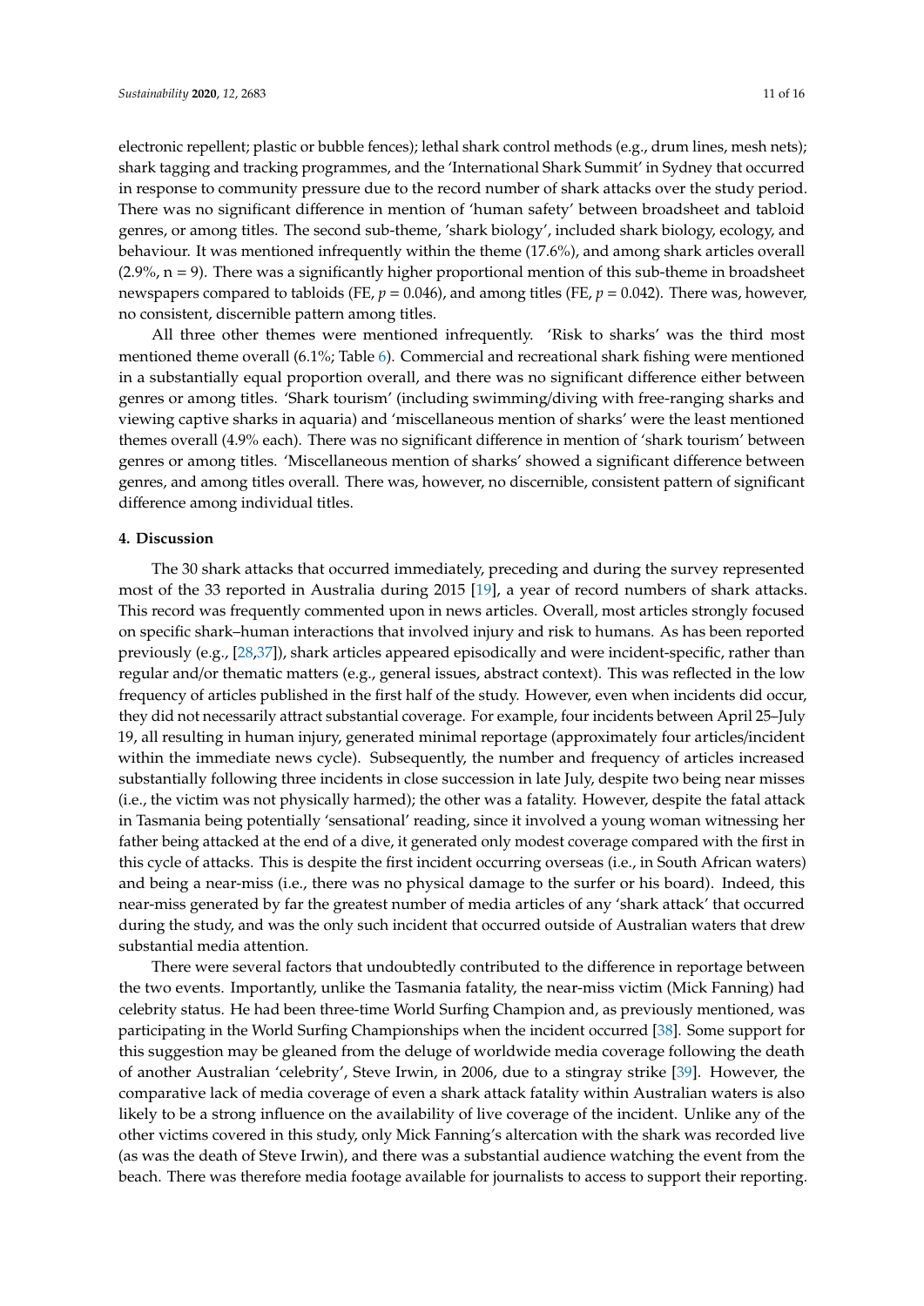electronic repellent; plastic or bubble fences); lethal shark control methods (e.g., drum lines, mesh nets); shark tagging and tracking programmes, and the 'International Shark Summit' in Sydney that occurred in response to community pressure due to the record number of shark attacks over the study period. There was no significant difference in mention of 'human safety' between broadsheet and tabloid genres, or among titles. The second sub-theme, 'shark biology', included shark biology, ecology, and behaviour. It was mentioned infrequently within the theme (17.6%), and among shark articles overall (2.9%, n = 9). There was a significantly higher proportional mention of this sub-theme in broadsheet newspapers compared to tabloids (FE, $p = 0.046$), and among titles (FE, $p = 0.042$). There was, however, no consistent, discernible pattern among titles.

All three other themes were mentioned infrequently. 'Risk to sharks' was the third most mentioned theme overall (6.1%; Table 6). Commercial and recreational shark fishing were mentioned in a substantially equal proportion overall, and there was no significant difference either between genres or among titles. 'Shark tourism' (including swimming/diving with free-ranging sharks and viewing captive sharks in aquaria) and 'miscellaneous mention of sharks' were the least mentioned themes overall (4.9% each). There was no significant difference in mention of 'shark tourism' between genres or among titles. 'Miscellaneous mention of sharks' showed a significant difference between genres, and among titles overall. There was, however, no discernible, consistent pattern of significant difference among individual titles.

## 4. Discussion

The 30 shark attacks that occurred immediately, preceding and during the survey represented most of the 33 reported in Australia during 2015 [19], a year of record numbers of shark attacks. This record was frequently commented upon in news articles. Overall, most articles strongly focused on specific shark–human interactions that involved injury and risk to humans. As has been reported previously (e.g., [28,37]), shark articles appeared episodically and were incident-specific, rather than regular and/or thematic matters (e.g., general issues, abstract context). This was reflected in the low frequency of articles published in the first half of the study. However, even when incidents did occur, they did not necessarily attract substantial coverage. For example, four incidents between April 25–July 19, all resulting in human injury, generated minimal reportage (approximately four articles/incident within the immediate news cycle). Subsequently, the number and frequency of articles increased substantially following three incidents in close succession in late July, despite two being near misses (i.e., the victim was not physically harmed); the other was a fatality. However, despite the fatal attack in Tasmania being potentially 'sensational' reading, since it involved a young woman witnessing her father being attacked at the end of a dive, it generated only modest coverage compared with the first in this cycle of attacks. This is despite the first incident occurring overseas (i.e., in South African waters) and being a near-miss (i.e., there was no physical damage to the surfer or his board). Indeed, this near-miss generated by far the greatest number of media articles of any 'shark attack' that occurred during the study, and was the only such incident that occurred outside of Australian waters that drew substantial media attention.

There were several factors that undoubtedly contributed to the difference in reportage between the two events. Importantly, unlike the Tasmania fatality, the near-miss victim (Mick Fanning) had celebrity status. He had been three-time World Surfing Champion and, as previously mentioned, was participating in the World Surfing Championships when the incident occurred [38]. Some support for this suggestion may be gleaned from the deluge of worldwide media coverage following the death of another Australian 'celebrity', Steve Irwin, in 2006, due to a stingray strike [39]. However, the comparative lack of media coverage of even a shark attack fatality within Australian waters is also likely to be a strong influence on the availability of live coverage of the incident. Unlike any of the other victims covered in this study, only Mick Fanning's altercation with the shark was recorded live (as was the death of Steve Irwin), and there was a substantial audience watching the event from the beach. There was therefore media footage available for journalists to access to support their reporting.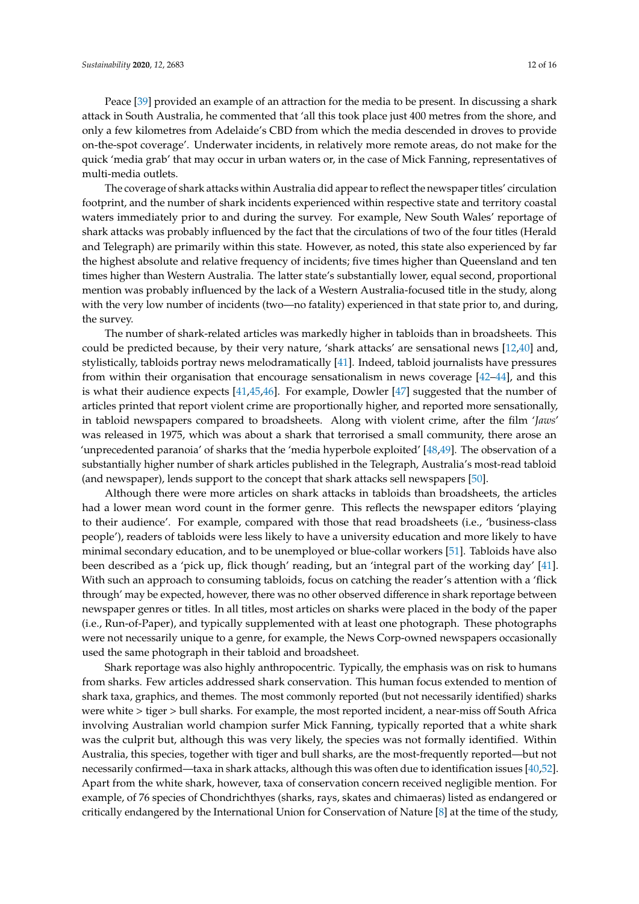Peace [39] provided an example of an attraction for the media to be present. In discussing a shark attack in South Australia, he commented that 'all this took place just 400 metres from the shore, and only a few kilometres from Adelaide's CBD from which the media descended in droves to provide on-the-spot coverage'. Underwater incidents, in relatively more remote areas, do not make for the quick 'media grab' that may occur in urban waters or, in the case of Mick Fanning, representatives of multi-media outlets.

The coverage of shark attacks within Australia did appear to reflect the newspaper titles' circulation footprint, and the number of shark incidents experienced within respective state and territory coastal waters immediately prior to and during the survey. For example, New South Wales' reportage of shark attacks was probably influenced by the fact that the circulations of two of the four titles (Herald and Telegraph) are primarily within this state. However, as noted, this state also experienced by far the highest absolute and relative frequency of incidents; five times higher than Queensland and ten times higher than Western Australia. The latter state's substantially lower, equal second, proportional mention was probably influenced by the lack of a Western Australia-focused title in the study, along with the very low number of incidents (two—no fatality) experienced in that state prior to, and during, the survey.

The number of shark-related articles was markedly higher in tabloids than in broadsheets. This could be predicted because, by their very nature, 'shark attacks' are sensational news [12,40] and, stylistically, tabloids portray news melodramatically [41]. Indeed, tabloid journalists have pressures from within their organisation that encourage sensationalism in news coverage [42–44], and this is what their audience expects [41,45,46]. For example, Dowler [47] suggested that the number of articles printed that report violent crime are proportionally higher, and reported more sensationally, in tabloid newspapers compared to broadsheets. Along with violent crime, after the film '*Jaws*' was released in 1975, which was about a shark that terrorised a small community, there arose an 'unprecedented paranoia' of sharks that the 'media hyperbole exploited' [48,49]. The observation of a substantially higher number of shark articles published in the Telegraph, Australia's most-read tabloid (and newspaper), lends support to the concept that shark attacks sell newspapers [50].

Although there were more articles on shark attacks in tabloids than broadsheets, the articles had a lower mean word count in the former genre. This reflects the newspaper editors 'playing to their audience'. For example, compared with those that read broadsheets (i.e., 'business-class people'), readers of tabloids were less likely to have a university education and more likely to have minimal secondary education, and to be unemployed or blue-collar workers [51]. Tabloids have also been described as a 'pick up, flick though' reading, but an 'integral part of the working day' [41]. With such an approach to consuming tabloids, focus on catching the reader's attention with a 'flick through' may be expected, however, there was no other observed difference in shark reportage between newspaper genres or titles. In all titles, most articles on sharks were placed in the body of the paper (i.e., Run-of-Paper), and typically supplemented with at least one photograph. These photographs were not necessarily unique to a genre, for example, the News Corp-owned newspapers occasionally used the same photograph in their tabloid and broadsheet.

Shark reportage was also highly anthropocentric. Typically, the emphasis was on risk to humans from sharks. Few articles addressed shark conservation. This human focus extended to mention of shark taxa, graphics, and themes. The most commonly reported (but not necessarily identified) sharks were white > tiger > bull sharks. For example, the most reported incident, a near-miss off South Africa involving Australian world champion surfer Mick Fanning, typically reported that a white shark was the culprit but, although this was very likely, the species was not formally identified. Within Australia, this species, together with tiger and bull sharks, are the most-frequently reported—but not necessarily confirmed—taxa in shark attacks, although this was often due to identification issues [40,52]. Apart from the white shark, however, taxa of conservation concern received negligible mention. For example, of 76 species of Chondrichthyes (sharks, rays, skates and chimaeras) listed as endangered or critically endangered by the International Union for Conservation of Nature [8] at the time of the study,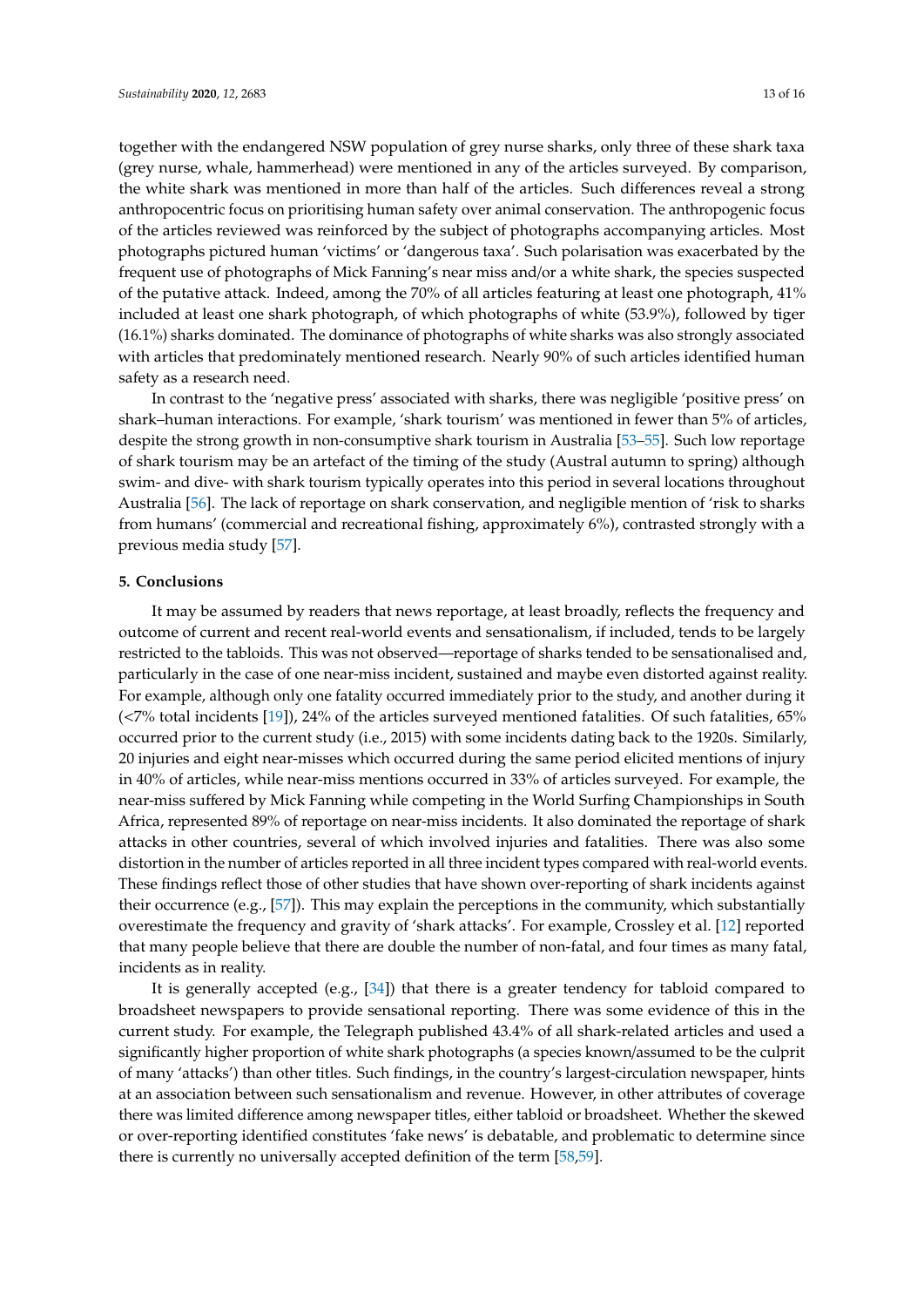together with the endangered NSW population of grey nurse sharks, only three of these shark taxa (grey nurse, whale, hammerhead) were mentioned in any of the articles surveyed. By comparison, the white shark was mentioned in more than half of the articles. Such differences reveal a strong anthropocentric focus on prioritising human safety over animal conservation. The anthropogenic focus of the articles reviewed was reinforced by the subject of photographs accompanying articles. Most photographs pictured human 'victims' or 'dangerous taxa'. Such polarisation was exacerbated by the frequent use of photographs of Mick Fanning's near miss and/or a white shark, the species suspected of the putative attack. Indeed, among the 70% of all articles featuring at least one photograph, 41% included at least one shark photograph, of which photographs of white (53.9%), followed by tiger (16.1%) sharks dominated. The dominance of photographs of white sharks was also strongly associated with articles that predominately mentioned research. Nearly 90% of such articles identified human safety as a research need.

In contrast to the 'negative press' associated with sharks, there was negligible 'positive press' on shark–human interactions. For example, 'shark tourism' was mentioned in fewer than 5% of articles, despite the strong growth in non-consumptive shark tourism in Australia [53–55]. Such low reportage of shark tourism may be an artefact of the timing of the study (Austral autumn to spring) although swim- and dive- with shark tourism typically operates into this period in several locations throughout Australia [56]. The lack of reportage on shark conservation, and negligible mention of 'risk to sharks from humans' (commercial and recreational fishing, approximately 6%), contrasted strongly with a previous media study [57].

## 5. Conclusions

It may be assumed by readers that news reportage, at least broadly, reflects the frequency and outcome of current and recent real-world events and sensationalism, if included, tends to be largely restricted to the tabloids. This was not observed—reportage of sharks tended to be sensationalised and, particularly in the case of one near-miss incident, sustained and maybe even distorted against reality. For example, although only one fatality occurred immediately prior to the study, and another during it (<7% total incidents [19]), 24% of the articles surveyed mentioned fatalities. Of such fatalities, 65% occurred prior to the current study (i.e., 2015) with some incidents dating back to the 1920s. Similarly, 20 injuries and eight near-misses which occurred during the same period elicited mentions of injury in 40% of articles, while near-miss mentions occurred in 33% of articles surveyed. For example, the near-miss suffered by Mick Fanning while competing in the World Surfing Championships in South Africa, represented 89% of reportage on near-miss incidents. It also dominated the reportage of shark attacks in other countries, several of which involved injuries and fatalities. There was also some distortion in the number of articles reported in all three incident types compared with real-world events. These findings reflect those of other studies that have shown over-reporting of shark incidents against their occurrence (e.g., [57]). This may explain the perceptions in the community, which substantially overestimate the frequency and gravity of 'shark attacks'. For example, Crossley et al. [12] reported that many people believe that there are double the number of non-fatal, and four times as many fatal, incidents as in reality.

It is generally accepted (e.g., [34]) that there is a greater tendency for tabloid compared to broadsheet newspapers to provide sensational reporting. There was some evidence of this in the current study. For example, the Telegraph published 43.4% of all shark-related articles and used a significantly higher proportion of white shark photographs (a species known/assumed to be the culprit of many 'attacks') than other titles. Such findings, in the country's largest-circulation newspaper, hints at an association between such sensationalism and revenue. However, in other attributes of coverage there was limited difference among newspaper titles, either tabloid or broadsheet. Whether the skewed or over-reporting identified constitutes 'fake news' is debatable, and problematic to determine since there is currently no universally accepted definition of the term [58,59].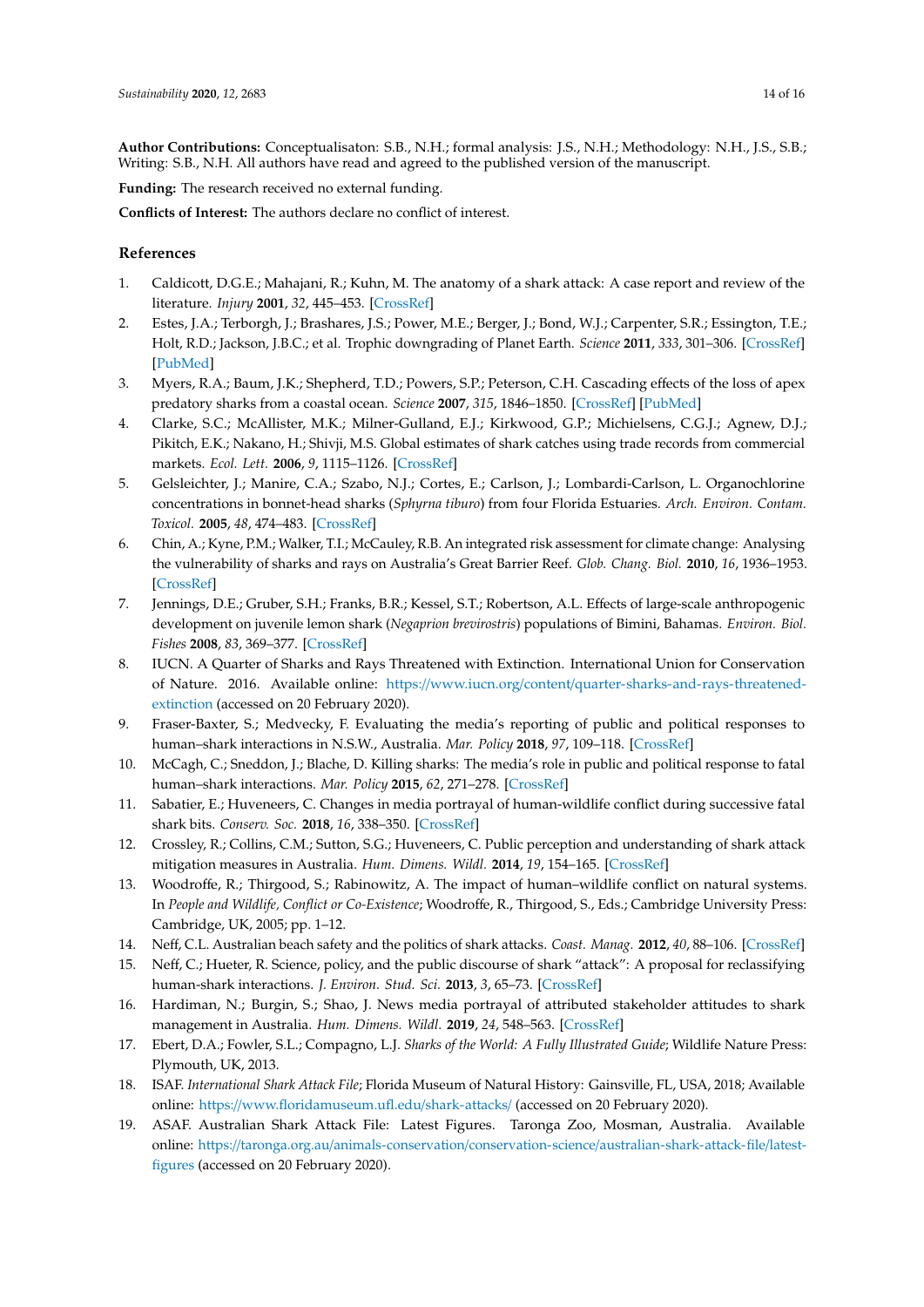**Author Contributions:** Conceptualisaton: S.B., N.H.; formal analysis: J.S., N.H.; Methodology: N.H., J.S., S.B.; Writing: S.B., N.H. All authors have read and agreed to the published version of the manuscript.

**Funding:** The research received no external funding.

**Conflicts of Interest:** The authors declare no conflict of interest.

## References

1. Caldicott, D.G.E.; Mahajani, R.; Kuhn, M. The anatomy of a shark attack: A case report and review of the literature. *Injury* **2001**, *32*, 445–453. [CrossRef]
2. Estes, J.A.; Terborgh, J.; Brashares, J.S.; Power, M.E.; Berger, J.; Bond, W.J.; Carpenter, S.R.; Essington, T.E.; Holt, R.D.; Jackson, J.B.C.; et al. Trophic downgrading of Planet Earth. *Science* **2011**, *333*, 301–306. [CrossRef] [PubMed]
3. Myers, R.A.; Baum, J.K.; Shepherd, T.D.; Powers, S.P.; Peterson, C.H. Cascading effects of the loss of apex predatory sharks from a coastal ocean. *Science* **2007**, *315*, 1846–1850. [CrossRef] [PubMed]
4. Clarke, S.C.; McAllister, M.K.; Milner-Gulland, E.J.; Kirkwood, G.P.; Michielsens, C.G.J.; Agnew, D.J.; Pikitch, E.K.; Nakano, H.; Shivji, M.S. Global estimates of shark catches using trade records from commercial markets. *Ecol. Lett.* **2006**, *9*, 1115–1126. [CrossRef]
5. Gelsleichter, J.; Manire, C.A.; Szabo, N.J.; Cortes, E.; Carlson, J.; Lombardi-Carlson, L. Organochlorine concentrations in bonnet-head sharks (*Sphyrna tiburo*) from four Florida Estuaries. *Arch. Environ. Contam. Toxicol.* **2005**, *48*, 474–483. [CrossRef]
6. Chin, A.; Kyne, P.M.; Walker, T.I.; McCauley, R.B. An integrated risk assessment for climate change: Analysing the vulnerability of sharks and rays on Australia's Great Barrier Reef. *Glob. Chang. Biol.* **2010**, *16*, 1936–1953. [CrossRef]
7. Jennings, D.E.; Gruber, S.H.; Franks, B.R.; Kessel, S.T.; Robertson, A.L. Effects of large-scale anthropogenic development on juvenile lemon shark (*Negaprion brevirostris*) populations of Bimini, Bahamas. *Environ. Biol. Fishes* **2008**, *83*, 369–377. [CrossRef]
8. IUCN. A Quarter of Sharks and Rays Threatened with Extinction. International Union for Conservation of Nature. 2016. Available online: https://www.iucn.org/content/quarter-sharks-and-rays-threatened-extinction (accessed on 20 February 2020).
9. Fraser-Baxter, S.; Medvecky, F. Evaluating the media's reporting of public and political responses to human–shark interactions in N.S.W., Australia. *Mar. Policy* **2018**, *97*, 109–118. [CrossRef]
10. McCagh, C.; Sneddon, J.; Blache, D. Killing sharks: The media's role in public and political response to fatal human–shark interactions. *Mar. Policy* **2015**, *62*, 271–278. [CrossRef]
11. Sabatier, E.; Huveneers, C. Changes in media portrayal of human-wildlife conflict during successive fatal shark bits. *Conserv. Soc.* **2018**, *16*, 338–350. [CrossRef]
12. Crossley, R.; Collins, C.M.; Sutton, S.G.; Huveneers, C. Public perception and understanding of shark attack mitigation measures in Australia. *Hum. Dimens. Wildl.* **2014**, *19*, 154–165. [CrossRef]
13. Woodroffe, R.; Thirgood, S.; Rabinowitz, A. The impact of human–wildlife conflict on natural systems. In *People and Wildlife, Conflict or Co-Existence*; Woodroffe, R., Thirgood, S., Eds.; Cambridge University Press: Cambridge, UK, 2005; pp. 1–12.
14. Neff, C.L. Australian beach safety and the politics of shark attacks. *Coast. Manag.* **2012**, *40*, 88–106. [CrossRef]
15. Neff, C.; Hueter, R. Science, policy, and the public discourse of shark "attack": A proposal for reclassifying human-shark interactions. *J. Environ. Stud. Sci.* **2013**, *3*, 65–73. [CrossRef]
16. Hardiman, N.; Burgin, S.; Shao, J. News media portrayal of attributed stakeholder attitudes to shark management in Australia. *Hum. Dimens. Wildl.* **2019**, *24*, 548–563. [CrossRef]
17. Ebert, D.A.; Fowler, S.L.; Compagno, L.J. *Sharks of the World: A Fully Illustrated Guide*; Wildlife Nature Press: Plymouth, UK, 2013.
18. ISAF. *International Shark Attack File*; Florida Museum of Natural History: Gainsville, FL, USA, 2018; Available online: https://www.floridamuseum.ufl.edu/shark-attacks/ (accessed on 20 February 2020).
19. ASAF. Australian Shark Attack File: Latest Figures. Taronga Zoo, Mosman, Australia. Available online: https://taronga.org.au/animals-conservation/conservation-science/australian-shark-attack-file/latest-figures (accessed on 20 February 2020).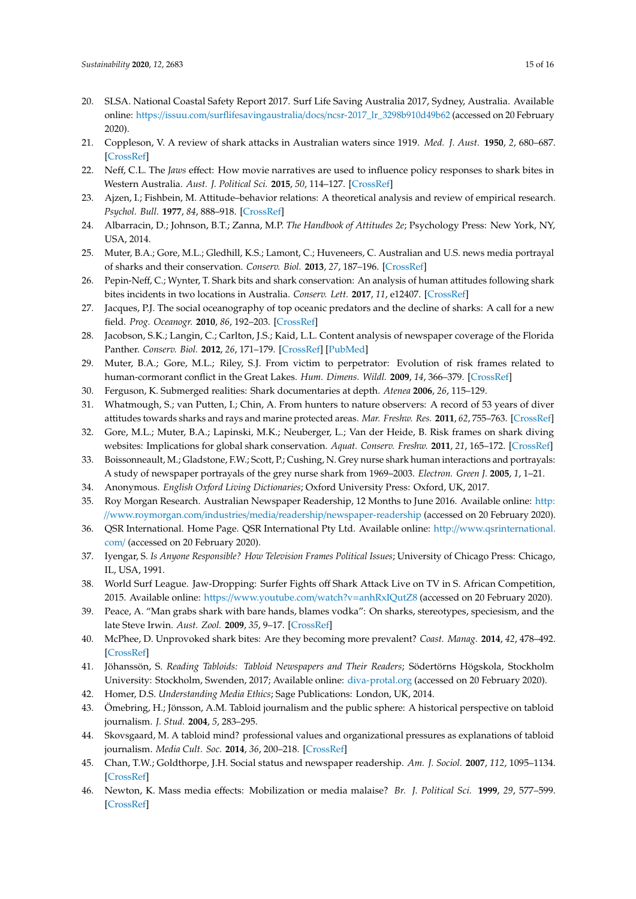20. SLSA. National Coastal Safety Report 2017. Surf Life Saving Australia 2017, Sydney, Australia. Available online: https://issuu.com/surflifesavingaustralia/docs/ncsr-2017_lr_3298b910d49b62 (accessed on 20 February 2020).
21. Coppleson, V. A review of shark attacks in Australian waters since 1919. *Med. J. Aust.* **1950**, *2*, 680–687. [CrossRef]
22. Neff, C.L. The *Jaws* effect: How movie narratives are used to influence policy responses to shark bites in Western Australia. *Aust. J. Political Sci.* **2015**, *50*, 114–127. [CrossRef]
23. Ajzen, I.; Fishbein, M. Attitude–behavior relations: A theoretical analysis and review of empirical research. *Psychol. Bull.* **1977**, *84*, 888–918. [CrossRef]
24. Albarracin, D.; Johnson, B.T.; Zanna, M.P. *The Handbook of Attitudes 2e*; Psychology Press: New York, NY, USA, 2014.
25. Muter, B.A.; Gore, M.L.; Gledhill, K.S.; Lamont, C.; Huveneers, C. Australian and U.S. news media portrayal of sharks and their conservation. *Conserv. Biol.* **2013**, *27*, 187–196. [CrossRef]
26. Pepin-Neff, C.; Wynter, T. Shark bits and shark conservation: An analysis of human attitudes following shark bites incidents in two locations in Australia. *Conserv. Lett.* **2017**, *11*, e12407. [CrossRef]
27. Jacques, P.J. The social oceanography of top oceanic predators and the decline of sharks: A call for a new field. *Prog. Oceanogr.* **2010**, *86*, 192–203. [CrossRef]
28. Jacobson, S.K.; Langin, C.; Carlton, J.S.; Kaid, L.L. Content analysis of newspaper coverage of the Florida Panther. *Conserv. Biol.* **2012**, *26*, 171–179. [CrossRef] [PubMed]
29. Muter, B.A.; Gore, M.L.; Riley, S.J. From victim to perpetrator: Evolution of risk frames related to human-cormorant conflict in the Great Lakes. *Hum. Dimens. Wildl.* **2009**, *14*, 366–379. [CrossRef]
30. Ferguson, K. Submerged realities: Shark documentaries at depth. *Atenea* **2006**, *26*, 115–129.
31. Whatmough, S.; van Putten, I.; Chin, A. From hunters to nature observers: A record of 53 years of diver attitudes towards sharks and rays and marine protected areas. *Mar. Freshw. Res.* **2011**, *62*, 755–763. [CrossRef]
32. Gore, M.L.; Muter, B.A.; Lapinski, M.K.; Neuberger, L.; Van der Heide, B. Risk frames on shark diving websites: Implications for global shark conservation. *Aquat. Conserv. Freshw.* **2011**, *21*, 165–172. [CrossRef]
33. Boissonneault, M.; Gladstone, F.W.; Scott, P.; Cushing, N. Grey nurse shark human interactions and portrayals: A study of newspaper portrayals of the grey nurse shark from 1969–2003. *Electron. Green J.* **2005**, *1*, 1–21.
34. Anonymous. *English Oxford Living Dictionaries*; Oxford University Press: Oxford, UK, 2017.
35. Roy Morgan Research. Australian Newspaper Readership, 12 Months to June 2016. Available online: http://www.roymorgan.com/industries/media/readership/newspaper-readership (accessed on 20 February 2020).
36. QSR International. Home Page. QSR International Pty Ltd. Available online: http://www.qsrinternational.com/ (accessed on 20 February 2020).
37. Iyengar, S. *Is Anyone Responsible? How Television Frames Political Issues*; University of Chicago Press: Chicago, IL, USA, 1991.
38. World Surf League. Jaw-Dropping: Surfer Fights off Shark Attack Live on TV in S. African Competition, 2015. Available online: https://www.youtube.com/watch?v=anhRxIQutZ8 (accessed on 20 February 2020).
39. Peace, A. "Man grabs shark with bare hands, blames vodka": On sharks, stereotypes, speciesism, and the late Steve Irwin. *Aust. Zool.* **2009**, *35*, 9–17. [CrossRef]
40. McPhee, D. Unprovoked shark bites: Are they becoming more prevalent? *Coast. Manag.* **2014**, *42*, 478–492. [CrossRef]
41. Jöhanssön, S. *Reading Tabloids: Tabloid Newspapers and Their Readers*; Södertörns Högskola, Stockholm University: Stockholm, Swenden, 2017; Available online: diva-protal.org (accessed on 20 February 2020).
42. Homer, D.S. *Understanding Media Ethics*; Sage Publications: London, UK, 2014.
43. Ömebring, H.; Jönsson, A.M. Tabloid journalism and the public sphere: A historical perspective on tabloid journalism. *J. Stud.* **2004**, *5*, 283–295.
44. Skovsgaard, M. A tabloid mind? professional values and organizational pressures as explanations of tabloid journalism. *Media Cult. Soc.* **2014**, *36*, 200–218. [CrossRef]
45. Chan, T.W.; Goldthorpe, J.H. Social status and newspaper readership. *Am. J. Sociol.* **2007**, *112*, 1095–1134. [CrossRef]
46. Newton, K. Mass media effects: Mobilization or media malaise? *Br. J. Political Sci.* **1999**, *29*, 577–599. [CrossRef]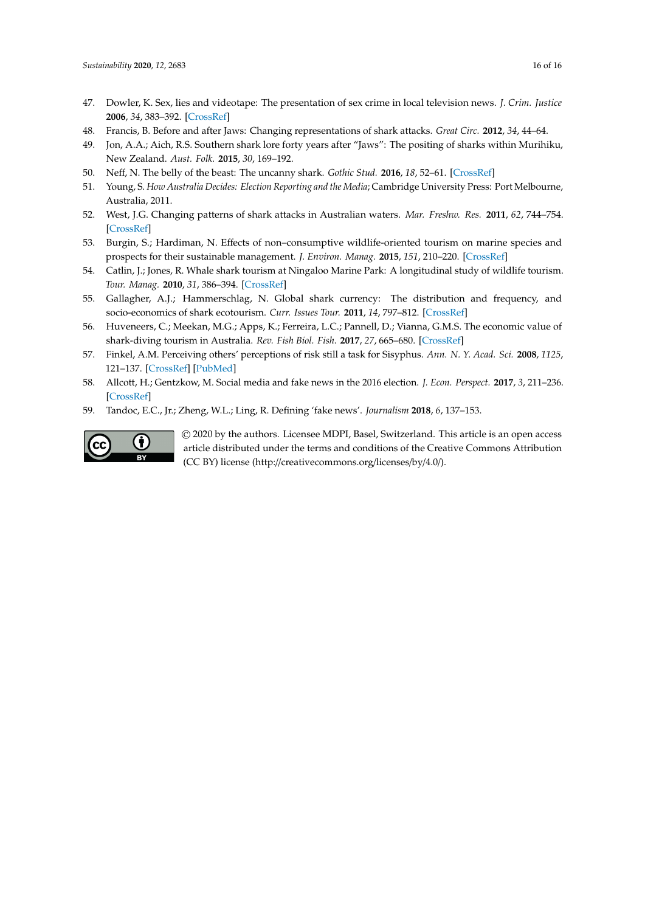47. Dowler, K. Sex, lies and videotape: The presentation of sex crime in local television news. *J. Crim. Justice* **2006**, *34*, 383–392. [CrossRef]
48. Francis, B. Before and after Jaws: Changing representations of shark attacks. *Great Circ.* **2012**, *34*, 44–64.
49. Jon, A.A.; Aich, R.S. Southern shark lore forty years after "Jaws": The positing of sharks within Murihiku, New Zealand. *Aust. Folk.* **2015**, *30*, 169–192.
50. Neff, N. The belly of the beast: The uncanny shark. *Gothic Stud.* **2016**, *18*, 52–61. [CrossRef]
51. Young, S. *How Australia Decides: Election Reporting and the Media*; Cambridge University Press: Port Melbourne, Australia, 2011.
52. West, J.G. Changing patterns of shark attacks in Australian waters. *Mar. Freshw. Res.* **2011**, *62*, 744–754. [CrossRef]
53. Burgin, S.; Hardiman, N. Effects of non–consumptive wildlife-oriented tourism on marine species and prospects for their sustainable management. *J. Environ. Manag.* **2015**, *151*, 210–220. [CrossRef]
54. Catlin, J.; Jones, R. Whale shark tourism at Ningaloo Marine Park: A longitudinal study of wildlife tourism. *Tour. Manag.* **2010**, *31*, 386–394. [CrossRef]
55. Gallagher, A.J.; Hammerschlag, N. Global shark currency: The distribution and frequency, and socio-economics of shark ecotourism. *Curr. Issues Tour.* **2011**, *14*, 797–812. [CrossRef]
56. Huveneers, C.; Meekan, M.G.; Apps, K.; Ferreira, L.C.; Pannell, D.; Vianna, G.M.S. The economic value of shark-diving tourism in Australia. *Rev. Fish Biol. Fish.* **2017**, *27*, 665–680. [CrossRef]
57. Finkel, A.M. Perceiving others' perceptions of risk still a task for Sisyphus. *Ann. N. Y. Acad. Sci.* **2008**, *1125*, 121–137. [CrossRef] [PubMed]
58. Allcott, H.; Gentzkow, M. Social media and fake news in the 2016 election. *J. Econ. Perspect.* **2017**, *3*, 211–236. [CrossRef]
59. Tandoc, E.C., Jr.; Zheng, W.L.; Ling, R. Defining 'fake news'. *Journalism* **2018**, *6*, 137–153.

© 2020 by the authors. Licensee MDPI, Basel, Switzerland. This article is an open access article distributed under the terms and conditions of the Creative Commons Attribution (CC BY) license (http://creativecommons.org/licenses/by/4.0/).